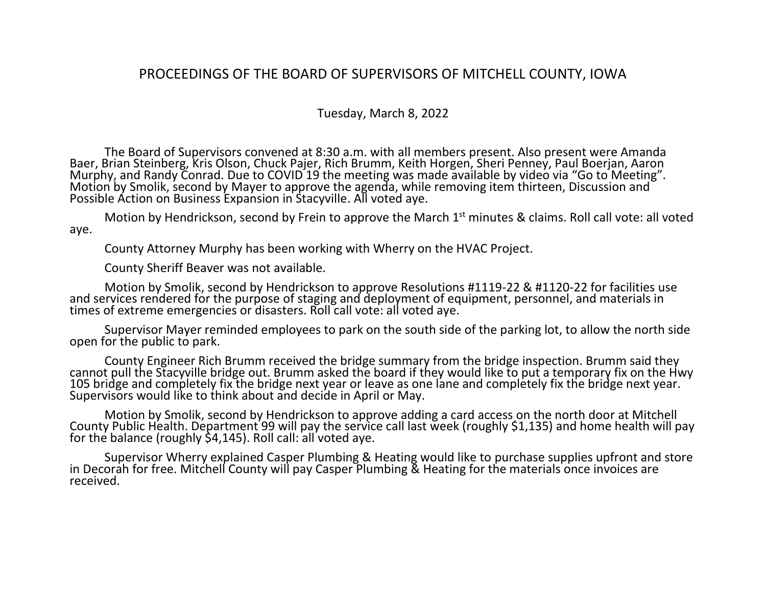# PROCEEDINGS OF THE BOARD OF SUPERVISORS OF MITCHELL COUNTY, IOWA

Tuesday, March 8, 2022

The Board of Supervisors convened at 8:30 a.m. with all members present. Also present were Amanda Baer, Brian Steinberg, Kris Olson, Chuck Pajer, Rich Brumm, Keith Horgen, Sheri Penney, Paul Boerjan, Aaron Murphy, and Randy Conrad. Due to COVID 19 the meeting was made available by video via "Go to Meeting". Motion by Smolik, second by Mayer to approve the agenda, while removing item thirteen, Discussion and Possible Action on Business Expansion in Stacyville. All voted aye.

Motion by Hendrickson, second by Frein to approve the March 1st minutes & claims. Roll call vote: all voted aye.

County Attorney Murphy has been working with Wherry on the HVAC Project.

County Sheriff Beaver was not available.

Motion by Smolik, second by Hendrickson to approve Resolutions #1119-22 & #1120-22 for facilities use and services rendered for the purpose of staging and deployment of equipment, personnel, and materials in times of extreme emergencies or disasters. Roll call vote: all voted aye.

Supervisor Mayer reminded employees to park on the south side of the parking lot, to allow the north side open for the public to park.

County Engineer Rich Brumm received the bridge summary from the bridge inspection. Brumm said they cannot pull the Stacyville bridge out. Brumm asked the board if they would like to put a temporary fix on the Hwy 105 bridge and completely fix the bridge next year or leave as one lane and completely fix the bridge next year. Supervisors would like to think about and decide in April or May.

Motion by Smolik, second by Hendrickson to approve adding a card access on the north door at Mitchell County Public Health. Department 99 will pay the service call last week (roughly $1,135) and home health will pay for the balance (roughly $4,145). Roll call: all voted aye.

Supervisor Wherry explained Casper Plumbing & Heating would like to purchase supplies upfront and store in Decorah for free. Mitchell County will pay Casper Plumbing & Heating for the materials once invoices are received.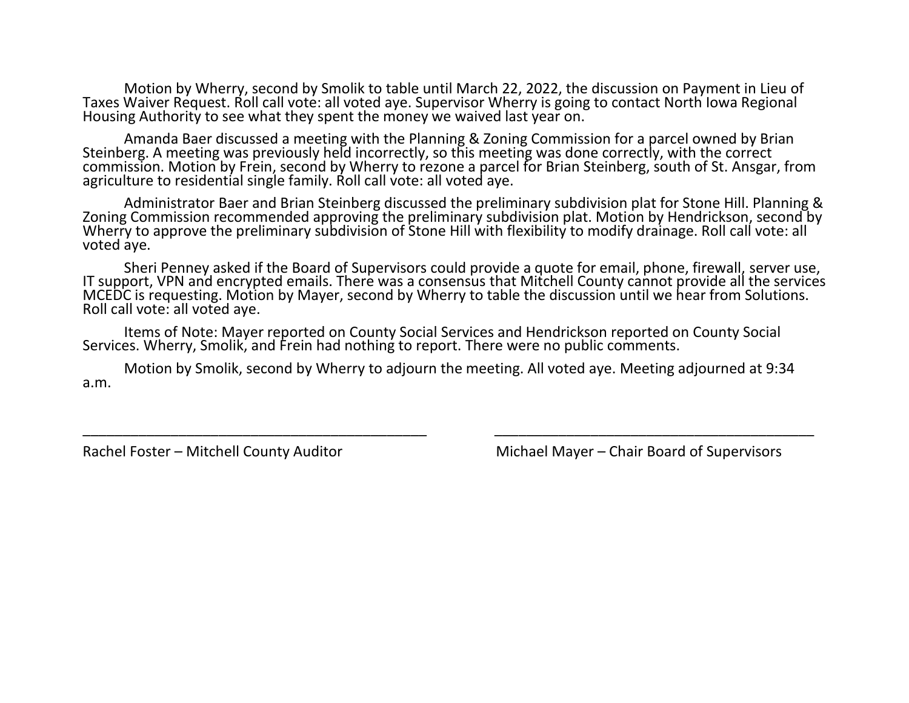Motion by Wherry, second by Smolik to table until March 22, 2022, the discussion on Payment in Lieu of Taxes Waiver Request. Roll call vote: all voted aye. Supervisor Wherry is going to contact North Iowa Regional Housing Authority to see what they spent the money we waived last year on.

Amanda Baer discussed a meeting with the Planning & Zoning Commission for a parcel owned by Brian Steinberg. A meeting was previously held incorrectly, so this meeting was done correctly, with the correct commission. Motion by Frein, second by Wherry to rezone a parcel for Brian Steinberg, south of St. Ansgar, from agriculture to residential single family. Roll call vote: all voted aye.

Administrator Baer and Brian Steinberg discussed the preliminary subdivision plat for Stone Hill. Planning & Zoning Commission recommended approving the preliminary subdivision plat. Motion by Hendrickson, second by Wherry to approve the preliminary subdivision of Stone Hill with flexibility to modify drainage. Roll call vote: all voted aye.

Sheri Penney asked if the Board of Supervisors could provide a quote for email, phone, firewall, server use, IT support, VPN and encrypted emails. There was a consensus that Mitchell County cannot provide all the services MCEDC is requesting. Motion by Mayer, second by Wherry to table the discussion until we hear from Solutions. Roll call vote: all voted aye.

Items of Note: Mayer reported on County Social Services and Hendrickson reported on County Social Services. Wherry, Smolik, and Frein had nothing to report. There were no public comments.

Motion by Smolik, second by Wherry to adjourn the meeting. All voted aye. Meeting adjourned at 9:34 a.m.

\_\_\_\_\_\_\_\_\_\_\_\_\_\_\_\_\_\_\_\_\_\_\_\_\_\_\_\_\_\_\_\_\_\_\_\_\_\_\_\_\_\_\_\_

Rachel Foster – Mitchell County Auditor

\_\_\_\_\_\_\_\_\_\_\_\_\_\_\_\_\_\_\_\_\_\_\_\_\_\_\_\_\_\_\_\_\_\_\_\_\_\_\_\_\_\_\_\_

Michael Mayer – Chair Board of Supervisors